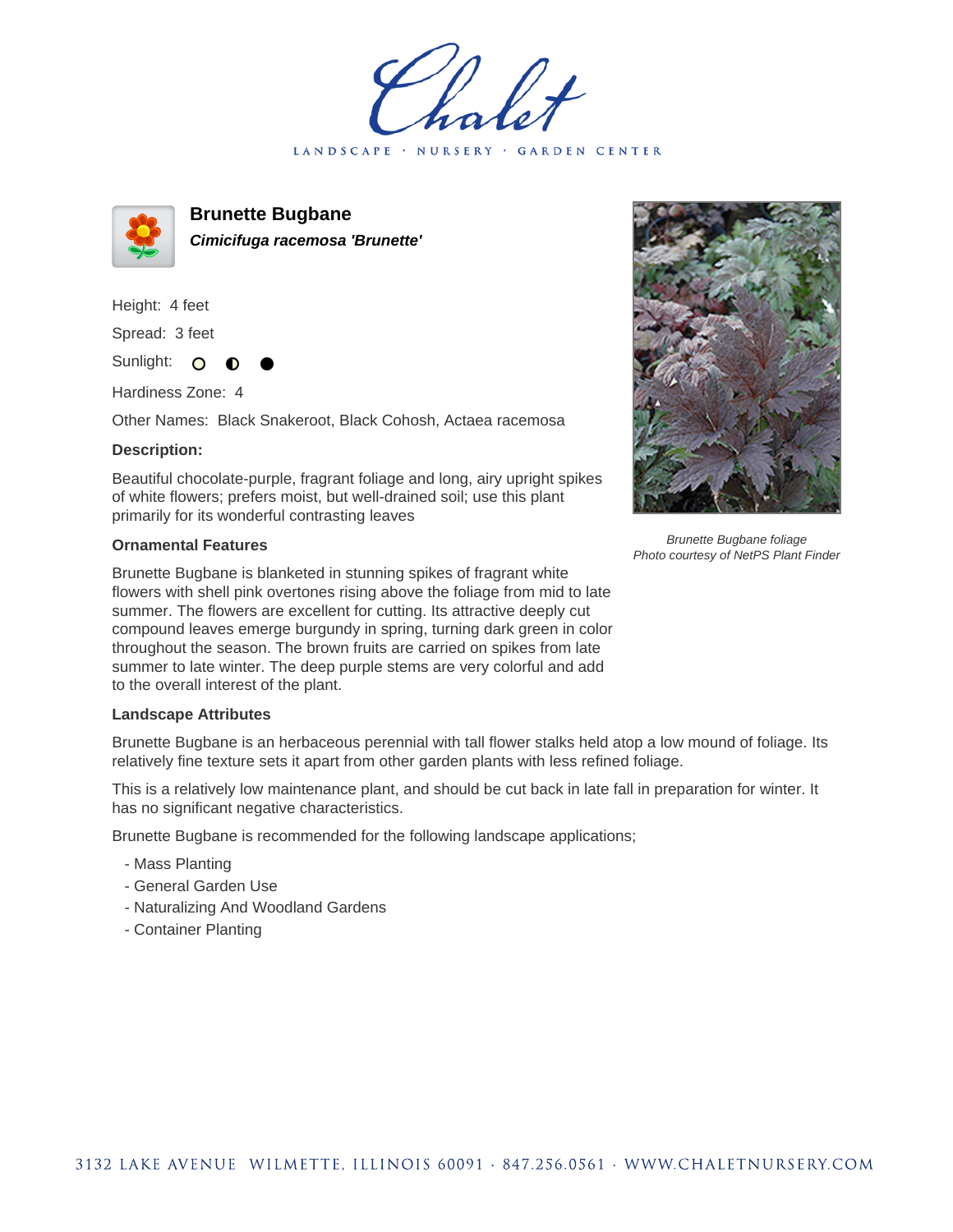Chalet

LANDSCAPE · NURSERY · GARDEN CENTER

## Brunette Bugbane

***Cimicifuga racemosa 'Brunette'***

Height: 4 feet

Spread: 3 feet

Sunlight: ○ ◐ ●

Hardiness Zone: 4

Other Names: Black Snakeroot, Black Cohosh, Actaea racemosa

### Description:

Beautiful chocolate-purple, fragrant foliage and long, airy upright spikes of white flowers; prefers moist, but well-drained soil; use this plant primarily for its wonderful contrasting leaves

*Brunette Bugbane foliage*
*Photo courtesy of NetPS Plant Finder*

### Ornamental Features

Brunette Bugbane is blanketed in stunning spikes of fragrant white flowers with shell pink overtones rising above the foliage from mid to late summer. The flowers are excellent for cutting. Its attractive deeply cut compound leaves emerge burgundy in spring, turning dark green in color throughout the season. The brown fruits are carried on spikes from late summer to late winter. The deep purple stems are very colorful and add to the overall interest of the plant.

### Landscape Attributes

Brunette Bugbane is an herbaceous perennial with tall flower stalks held atop a low mound of foliage. Its relatively fine texture sets it apart from other garden plants with less refined foliage.

This is a relatively low maintenance plant, and should be cut back in late fall in preparation for winter. It has no significant negative characteristics.

Brunette Bugbane is recommended for the following landscape applications;

- Mass Planting
- General Garden Use
- Naturalizing And Woodland Gardens
- Container Planting

3132 LAKE AVENUE WILMETTE, ILLINOIS 60091 · 847.256.0561 · WWW.CHALETNURSERY.COM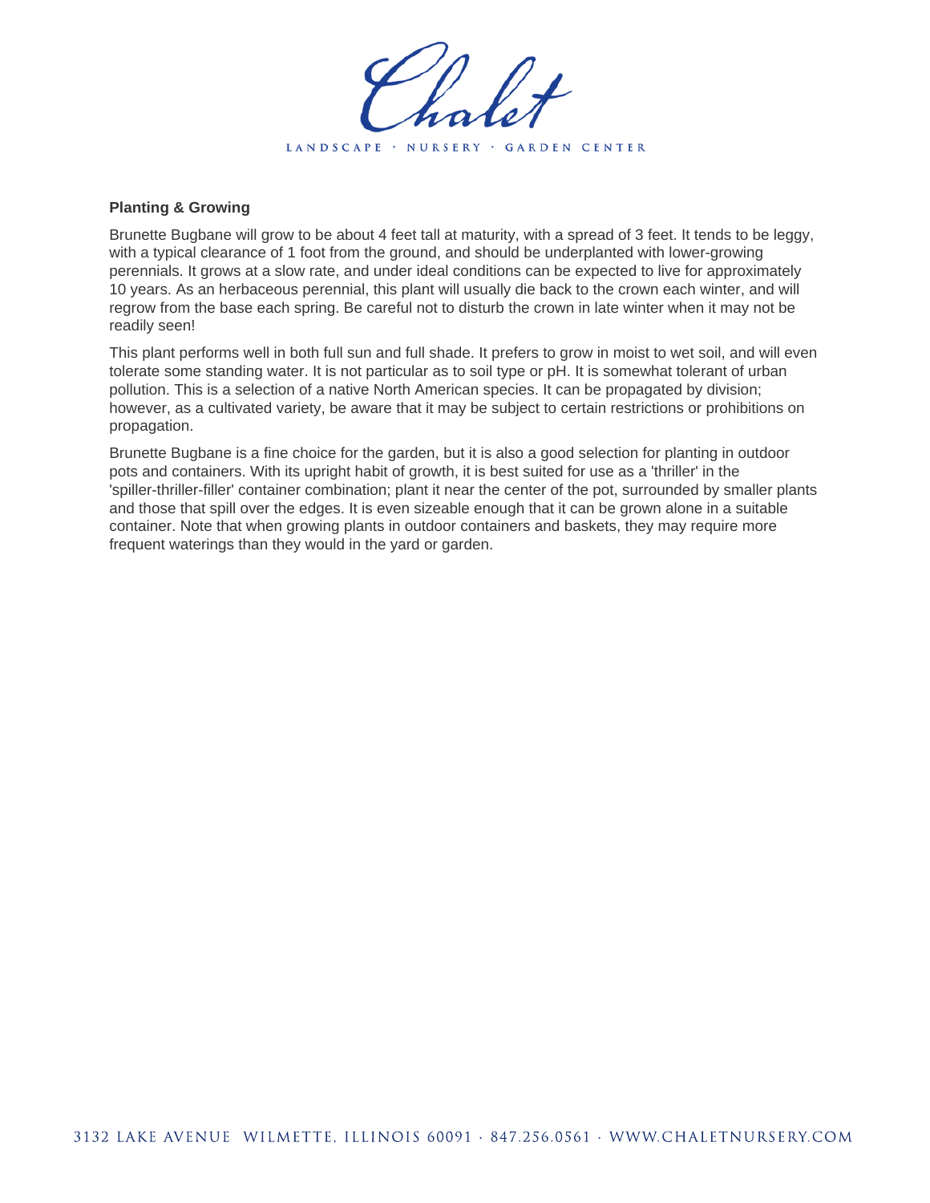**Planting & Growing**

Brunette Bugbane will grow to be about 4 feet tall at maturity, with a spread of 3 feet. It tends to be leggy, with a typical clearance of 1 foot from the ground, and should be underplanted with lower-growing perennials. It grows at a slow rate, and under ideal conditions can be expected to live for approximately 10 years. As an herbaceous perennial, this plant will usually die back to the crown each winter, and will regrow from the base each spring. Be careful not to disturb the crown in late winter when it may not be readily seen!

This plant performs well in both full sun and full shade. It prefers to grow in moist to wet soil, and will even tolerate some standing water. It is not particular as to soil type or pH. It is somewhat tolerant of urban pollution. This is a selection of a native North American species. It can be propagated by division; however, as a cultivated variety, be aware that it may be subject to certain restrictions or prohibitions on propagation.

Brunette Bugbane is a fine choice for the garden, but it is also a good selection for planting in outdoor pots and containers. With its upright habit of growth, it is best suited for use as a 'thriller' in the 'spiller-thriller-filler' container combination; plant it near the center of the pot, surrounded by smaller plants and those that spill over the edges. It is even sizeable enough that it can be grown alone in a suitable container. Note that when growing plants in outdoor containers and baskets, they may require more frequent waterings than they would in the yard or garden.